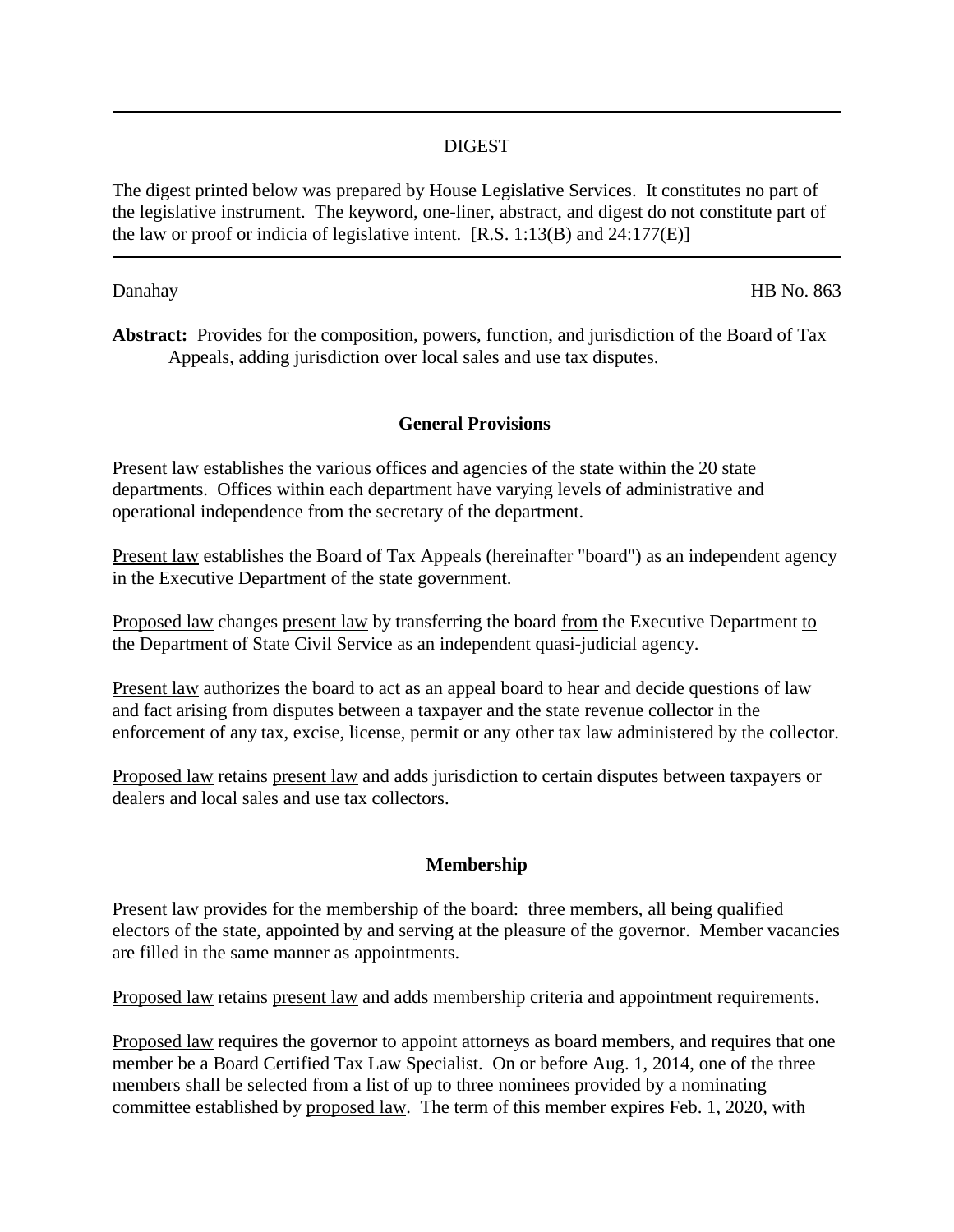# DIGEST

The digest printed below was prepared by House Legislative Services. It constitutes no part of the legislative instrument. The keyword, one-liner, abstract, and digest do not constitute part of the law or proof or indicia of legislative intent. [R.S. 1:13(B) and 24:177(E)]

Danahay HB No. 863

**Abstract:** Provides for the composition, powers, function, and jurisdiction of the Board of Tax Appeals, adding jurisdiction over local sales and use tax disputes.

## General Provisions

Present law establishes the various offices and agencies of the state within the 20 state departments. Offices within each department have varying levels of administrative and operational independence from the secretary of the department.

Present law establishes the Board of Tax Appeals (hereinafter "board") as an independent agency in the Executive Department of the state government.

Proposed law changes present law by transferring the board from the Executive Department to the Department of State Civil Service as an independent quasi-judicial agency.

Present law authorizes the board to act as an appeal board to hear and decide questions of law and fact arising from disputes between a taxpayer and the state revenue collector in the enforcement of any tax, excise, license, permit or any other tax law administered by the collector.

Proposed law retains present law and adds jurisdiction to certain disputes between taxpayers or dealers and local sales and use tax collectors.

## Membership

Present law provides for the membership of the board: three members, all being qualified electors of the state, appointed by and serving at the pleasure of the governor. Member vacancies are filled in the same manner as appointments.

Proposed law retains present law and adds membership criteria and appointment requirements.

Proposed law requires the governor to appoint attorneys as board members, and requires that one member be a Board Certified Tax Law Specialist. On or before Aug. 1, 2014, one of the three members shall be selected from a list of up to three nominees provided by a nominating committee established by proposed law. The term of this member expires Feb. 1, 2020, with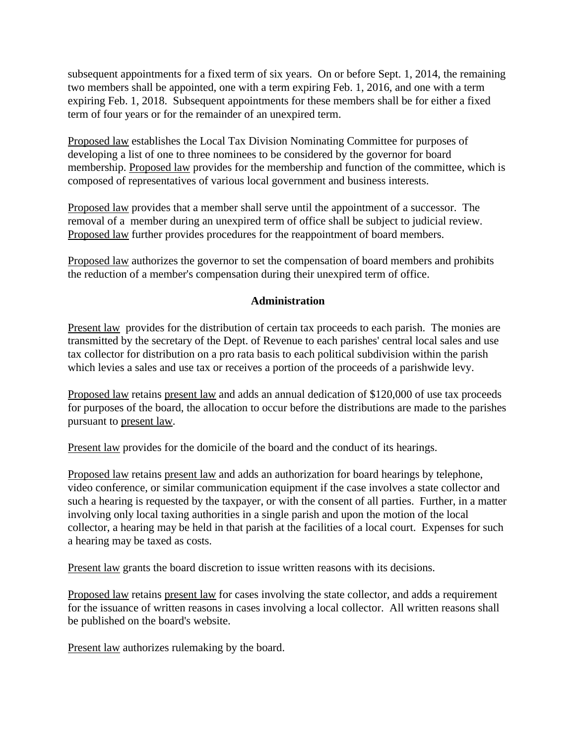subsequent appointments for a fixed term of six years. On or before Sept. 1, 2014, the remaining two members shall be appointed, one with a term expiring Feb. 1, 2016, and one with a term expiring Feb. 1, 2018. Subsequent appointments for these members shall be for either a fixed term of four years or for the remainder of an unexpired term.

Proposed law establishes the Local Tax Division Nominating Committee for purposes of developing a list of one to three nominees to be considered by the governor for board membership. Proposed law provides for the membership and function of the committee, which is composed of representatives of various local government and business interests.

Proposed law provides that a member shall serve until the appointment of a successor. The removal of a member during an unexpired term of office shall be subject to judicial review. Proposed law further provides procedures for the reappointment of board members.

Proposed law authorizes the governor to set the compensation of board members and prohibits the reduction of a member's compensation during their unexpired term of office.

**Administration**

Present law provides for the distribution of certain tax proceeds to each parish. The monies are transmitted by the secretary of the Dept. of Revenue to each parishes' central local sales and use tax collector for distribution on a pro rata basis to each political subdivision within the parish which levies a sales and use tax or receives a portion of the proceeds of a parishwide levy.

Proposed law retains present law and adds an annual dedication of $120,000 of use tax proceeds for purposes of the board, the allocation to occur before the distributions are made to the parishes pursuant to present law.

Present law provides for the domicile of the board and the conduct of its hearings.

Proposed law retains present law and adds an authorization for board hearings by telephone, video conference, or similar communication equipment if the case involves a state collector and such a hearing is requested by the taxpayer, or with the consent of all parties. Further, in a matter involving only local taxing authorities in a single parish and upon the motion of the local collector, a hearing may be held in that parish at the facilities of a local court. Expenses for such a hearing may be taxed as costs.

Present law grants the board discretion to issue written reasons with its decisions.

Proposed law retains present law for cases involving the state collector, and adds a requirement for the issuance of written reasons in cases involving a local collector. All written reasons shall be published on the board's website.

Present law authorizes rulemaking by the board.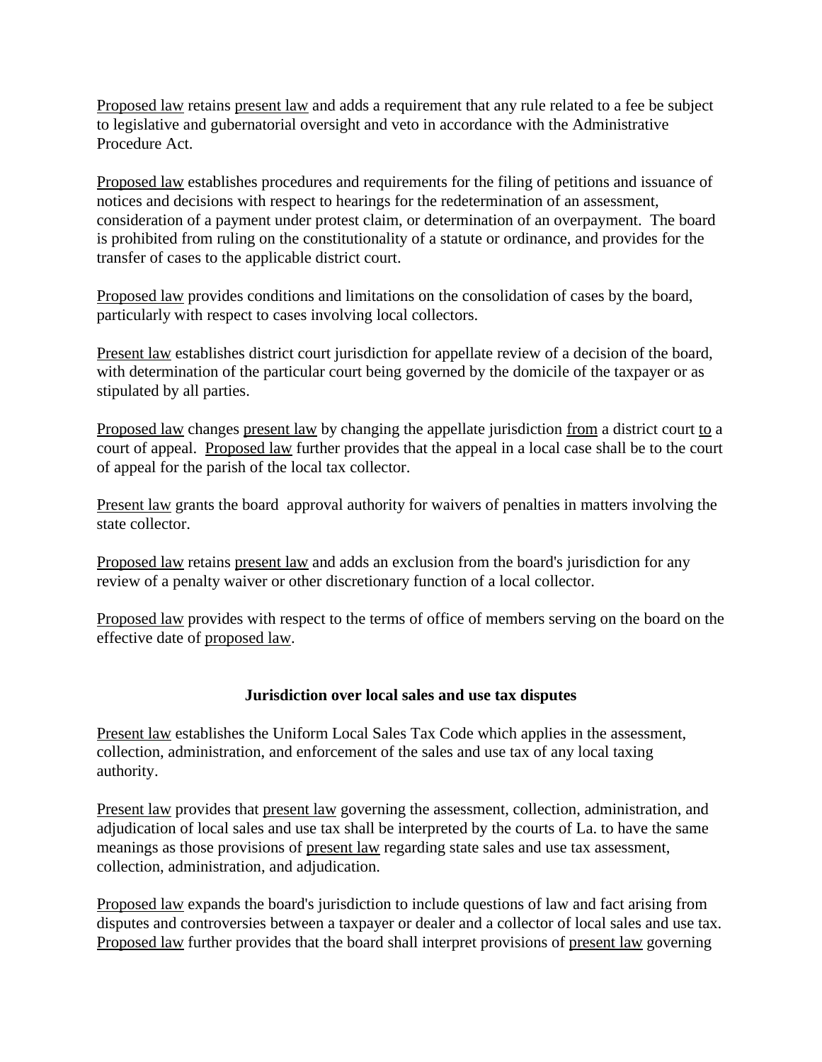Proposed law retains present law and adds a requirement that any rule related to a fee be subject to legislative and gubernatorial oversight and veto in accordance with the Administrative Procedure Act.

Proposed law establishes procedures and requirements for the filing of petitions and issuance of notices and decisions with respect to hearings for the redetermination of an assessment, consideration of a payment under protest claim, or determination of an overpayment. The board is prohibited from ruling on the constitutionality of a statute or ordinance, and provides for the transfer of cases to the applicable district court.

Proposed law provides conditions and limitations on the consolidation of cases by the board, particularly with respect to cases involving local collectors.

Present law establishes district court jurisdiction for appellate review of a decision of the board, with determination of the particular court being governed by the domicile of the taxpayer or as stipulated by all parties.

Proposed law changes present law by changing the appellate jurisdiction from a district court to a court of appeal. Proposed law further provides that the appeal in a local case shall be to the court of appeal for the parish of the local tax collector.

Present law grants the board approval authority for waivers of penalties in matters involving the state collector.

Proposed law retains present law and adds an exclusion from the board's jurisdiction for any review of a penalty waiver or other discretionary function of a local collector.

Proposed law provides with respect to the terms of office of members serving on the board on the effective date of proposed law.

**Jurisdiction over local sales and use tax disputes**

Present law establishes the Uniform Local Sales Tax Code which applies in the assessment, collection, administration, and enforcement of the sales and use tax of any local taxing authority.

Present law provides that present law governing the assessment, collection, administration, and adjudication of local sales and use tax shall be interpreted by the courts of La. to have the same meanings as those provisions of present law regarding state sales and use tax assessment, collection, administration, and adjudication.

Proposed law expands the board's jurisdiction to include questions of law and fact arising from disputes and controversies between a taxpayer or dealer and a collector of local sales and use tax. Proposed law further provides that the board shall interpret provisions of present law governing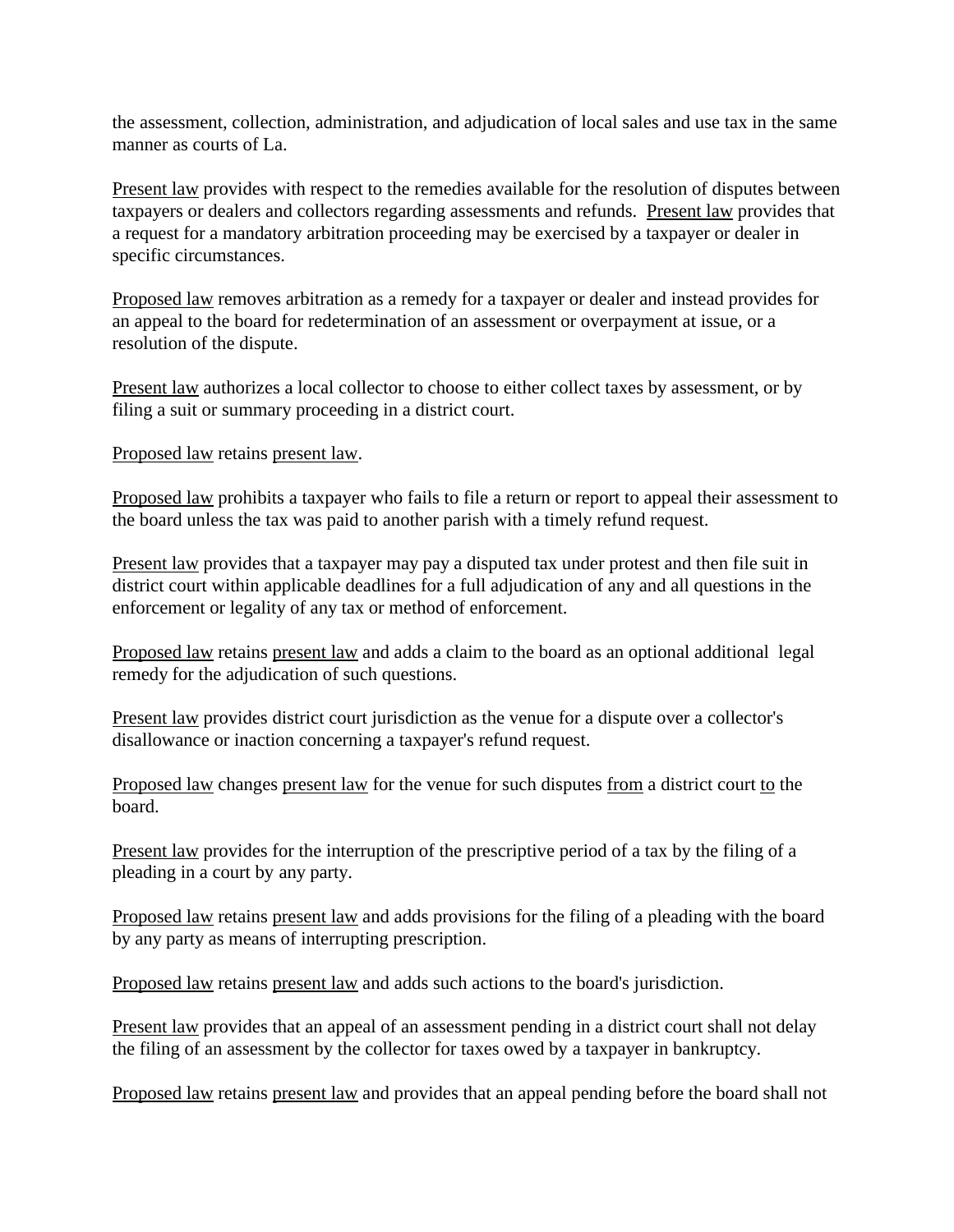the assessment, collection, administration, and adjudication of local sales and use tax in the same manner as courts of La.

Present law provides with respect to the remedies available for the resolution of disputes between taxpayers or dealers and collectors regarding assessments and refunds. Present law provides that a request for a mandatory arbitration proceeding may be exercised by a taxpayer or dealer in specific circumstances.

Proposed law removes arbitration as a remedy for a taxpayer or dealer and instead provides for an appeal to the board for redetermination of an assessment or overpayment at issue, or a resolution of the dispute.

Present law authorizes a local collector to choose to either collect taxes by assessment, or by filing a suit or summary proceeding in a district court.

Proposed law retains present law.

Proposed law prohibits a taxpayer who fails to file a return or report to appeal their assessment to the board unless the tax was paid to another parish with a timely refund request.

Present law provides that a taxpayer may pay a disputed tax under protest and then file suit in district court within applicable deadlines for a full adjudication of any and all questions in the enforcement or legality of any tax or method of enforcement.

Proposed law retains present law and adds a claim to the board as an optional additional legal remedy for the adjudication of such questions.

Present law provides district court jurisdiction as the venue for a dispute over a collector's disallowance or inaction concerning a taxpayer's refund request.

Proposed law changes present law for the venue for such disputes from a district court to the board.

Present law provides for the interruption of the prescriptive period of a tax by the filing of a pleading in a court by any party.

Proposed law retains present law and adds provisions for the filing of a pleading with the board by any party as means of interrupting prescription.

Proposed law retains present law and adds such actions to the board's jurisdiction.

Present law provides that an appeal of an assessment pending in a district court shall not delay the filing of an assessment by the collector for taxes owed by a taxpayer in bankruptcy.

Proposed law retains present law and provides that an appeal pending before the board shall not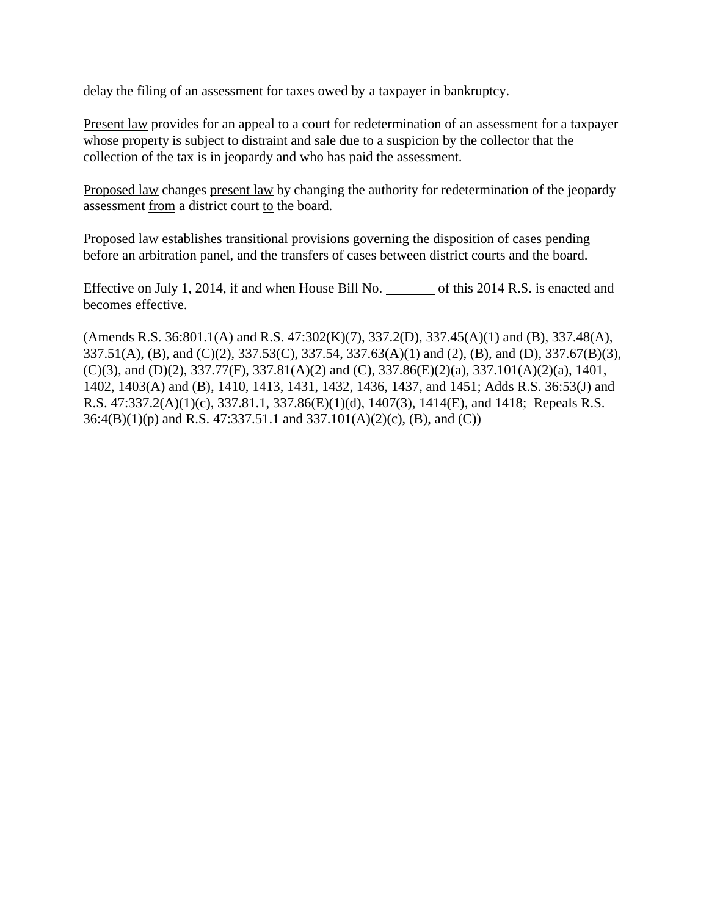delay the filing of an assessment for taxes owed by a taxpayer in bankruptcy.

<u>Present law</u> provides for an appeal to a court for redetermination of an assessment for a taxpayer whose property is subject to distraint and sale due to a suspicion by the collector that the collection of the tax is in jeopardy and who has paid the assessment.

<u>Proposed law</u> changes <u>present law</u> by changing the authority for redetermination of the jeopardy assessment <u>from</u> a district court <u>to</u> the board.

<u>Proposed law</u> establishes transitional provisions governing the disposition of cases pending before an arbitration panel, and the transfers of cases between district courts and the board.

Effective on July 1, 2014, if and when House Bill No. _______ of this 2014 R.S. is enacted and becomes effective.

(Amends R.S. 36:801.1(A) and R.S. 47:302(K)(7), 337.2(D), 337.45(A)(1) and (B), 337.48(A), 337.51(A), (B), and (C)(2), 337.53(C), 337.54, 337.63(A)(1) and (2), (B), and (D), 337.67(B)(3), (C)(3), and (D)(2), 337.77(F), 337.81(A)(2) and (C), 337.86(E)(2)(a), 337.101(A)(2)(a), 1401, 1402, 1403(A) and (B), 1410, 1413, 1431, 1432, 1436, 1437, and 1451; Adds R.S. 36:53(J) and R.S. 47:337.2(A)(1)(c), 337.81.1, 337.86(E)(1)(d), 1407(3), 1414(E), and 1418; Repeals R.S. 36:4(B)(1)(p) and R.S. 47:337.51.1 and 337.101(A)(2)(c), (B), and (C))